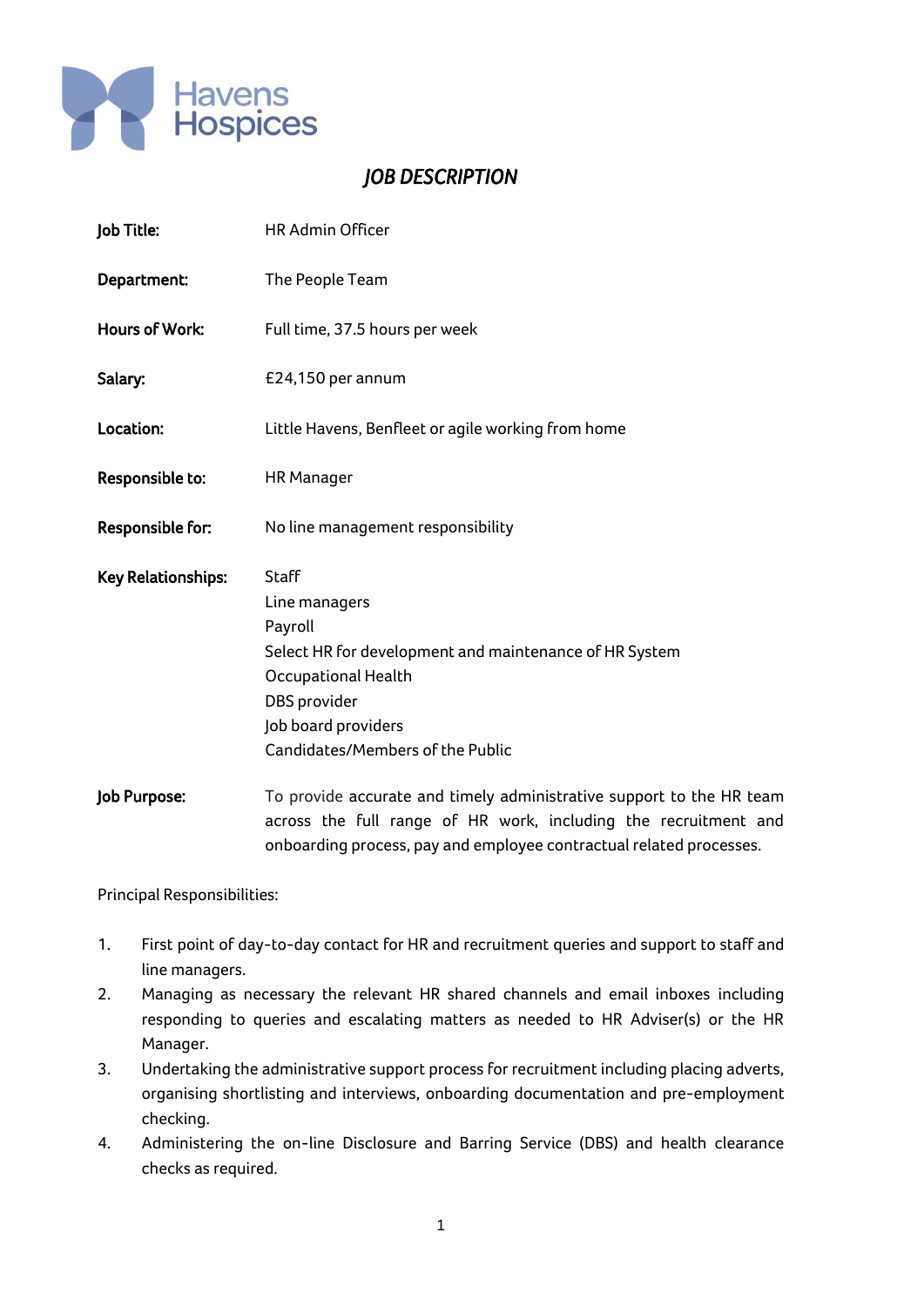Havens Hospices

# *JOB DESCRIPTION*

**Job Title:** HR Admin Officer

**Department:** The People Team

**Hours of Work:** Full time, 37.5 hours per week

**Salary:** £24,150 per annum

**Location:** Little Havens, Benfleet or agile working from home

**Responsible to:** HR Manager

**Responsible for:** No line management responsibility

**Key Relationships:**
Staff
Line managers
Payroll
Select HR for development and maintenance of HR System
Occupational Health
DBS provider
Job board providers
Candidates/Members of the Public

**Job Purpose:** To provide accurate and timely administrative support to the HR team across the full range of HR work, including the recruitment and onboarding process, pay and employee contractual related processes.

Principal Responsibilities:

1. First point of day-to-day contact for HR and recruitment queries and support to staff and line managers.
2. Managing as necessary the relevant HR shared channels and email inboxes including responding to queries and escalating matters as needed to HR Adviser(s) or the HR Manager.
3. Undertaking the administrative support process for recruitment including placing adverts, organising shortlisting and interviews, onboarding documentation and pre-employment checking.
4. Administering the on-line Disclosure and Barring Service (DBS) and health clearance checks as required.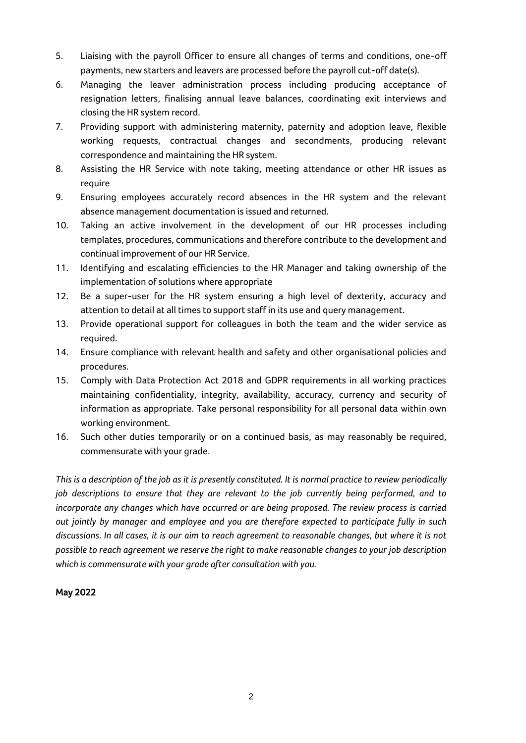5. Liaising with the payroll Officer to ensure all changes of terms and conditions, one-off payments, new starters and leavers are processed before the payroll cut-off date(s).
6. Managing the leaver administration process including producing acceptance of resignation letters, finalising annual leave balances, coordinating exit interviews and closing the HR system record.
7. Providing support with administering maternity, paternity and adoption leave, flexible working requests, contractual changes and secondments, producing relevant correspondence and maintaining the HR system.
8. Assisting the HR Service with note taking, meeting attendance or other HR issues as require
9. Ensuring employees accurately record absences in the HR system and the relevant absence management documentation is issued and returned.
10. Taking an active involvement in the development of our HR processes including templates, procedures, communications and therefore contribute to the development and continual improvement of our HR Service.
11. Identifying and escalating efficiencies to the HR Manager and taking ownership of the implementation of solutions where appropriate
12. Be a super-user for the HR system ensuring a high level of dexterity, accuracy and attention to detail at all times to support staff in its use and query management.
13. Provide operational support for colleagues in both the team and the wider service as required.
14. Ensure compliance with relevant health and safety and other organisational policies and procedures.
15. Comply with Data Protection Act 2018 and GDPR requirements in all working practices maintaining confidentiality, integrity, availability, accuracy, currency and security of information as appropriate. Take personal responsibility for all personal data within own working environment.
16. Such other duties temporarily or on a continued basis, as may reasonably be required, commensurate with your grade.

*This is a description of the job as it is presently constituted. It is normal practice to review periodically job descriptions to ensure that they are relevant to the job currently being performed, and to incorporate any changes which have occurred or are being proposed. The review process is carried out jointly by manager and employee and you are therefore expected to participate fully in such discussions. In all cases, it is our aim to reach agreement to reasonable changes, but where it is not possible to reach agreement we reserve the right to make reasonable changes to your job description which is commensurate with your grade after consultation with you.*

**May 2022**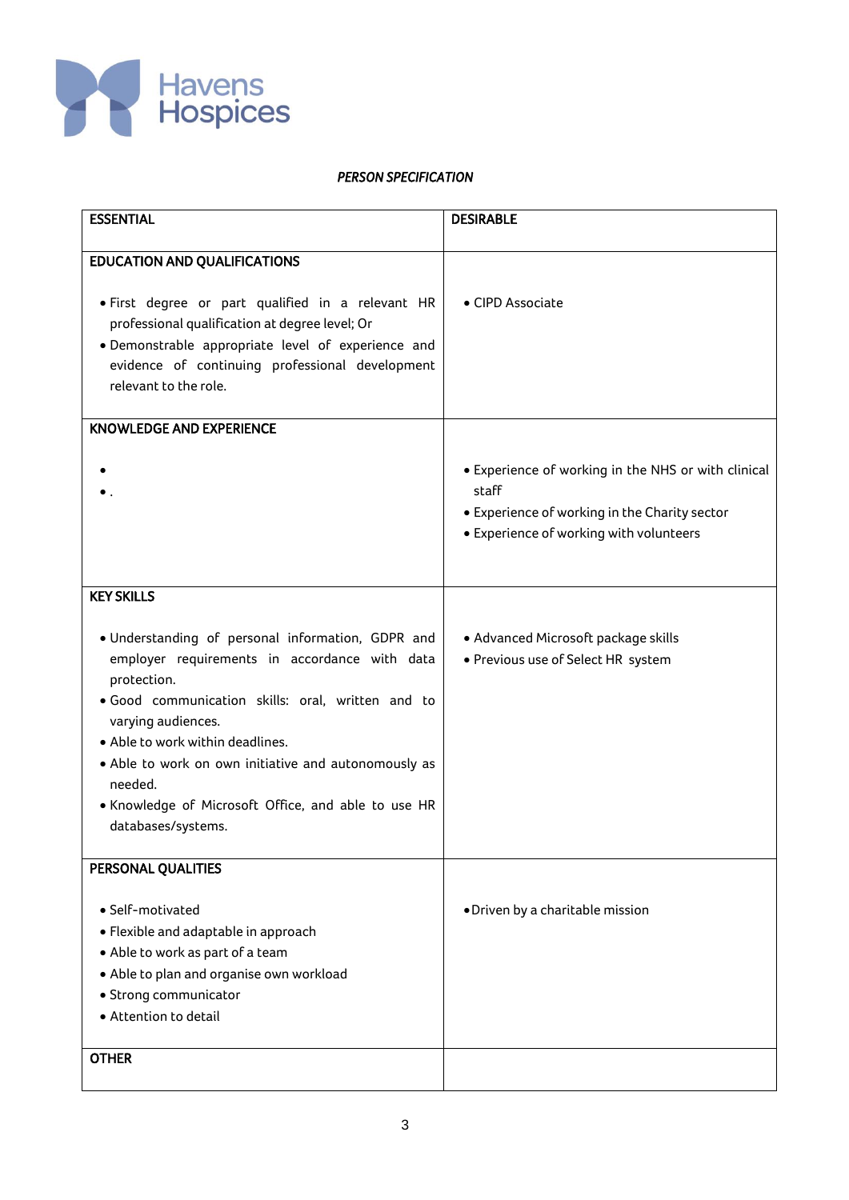Havens Hospices

*PERSON SPECIFICATION*

| ESSENTIAL | DESIRABLE |
|---|---|
| **EDUCATION AND QUALIFICATIONS**<br><br>• First degree or part qualified in a relevant HR professional qualification at degree level; Or<br>• Demonstrable appropriate level of experience and evidence of continuing professional development relevant to the role. | • CIPD Associate |
| **KNOWLEDGE AND EXPERIENCE**<br><br>•<br>• . | • Experience of working in the NHS or with clinical staff<br>• Experience of working in the Charity sector<br>• Experience of working with volunteers |
| **KEY SKILLS**<br><br>• Understanding of personal information, GDPR and employer requirements in accordance with data protection.<br>• Good communication skills: oral, written and to varying audiences.<br>• Able to work within deadlines.<br>• Able to work on own initiative and autonomously as needed.<br>• Knowledge of Microsoft Office, and able to use HR databases/systems. | • Advanced Microsoft package skills<br>• Previous use of Select HR system |
| **PERSONAL QUALITIES**<br><br>• Self-motivated<br>• Flexible and adaptable in approach<br>• Able to work as part of a team<br>• Able to plan and organise own workload<br>• Strong communicator<br>• Attention to detail | • Driven by a charitable mission |
| **OTHER** | |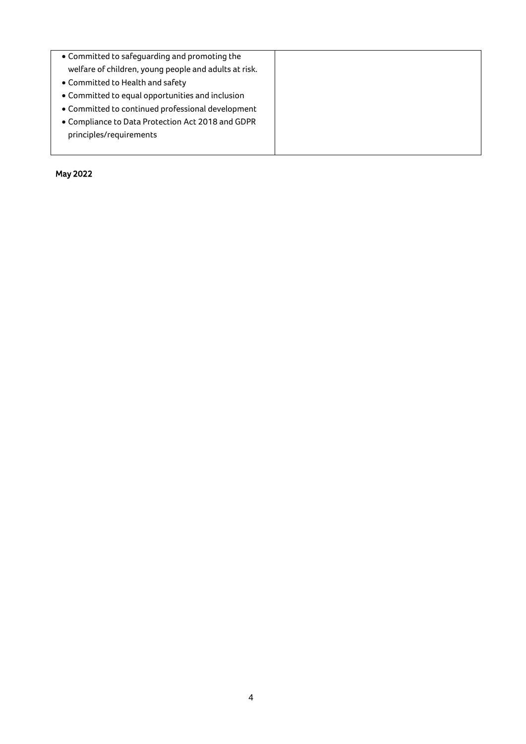| | |
|---|---|
| • Committed to safeguarding and promoting the welfare of children, young people and adults at risk.<br>• Committed to Health and safety<br>• Committed to equal opportunities and inclusion<br>• Committed to continued professional development<br>• Compliance to Data Protection Act 2018 and GDPR principles/requirements | |

**May 2022**